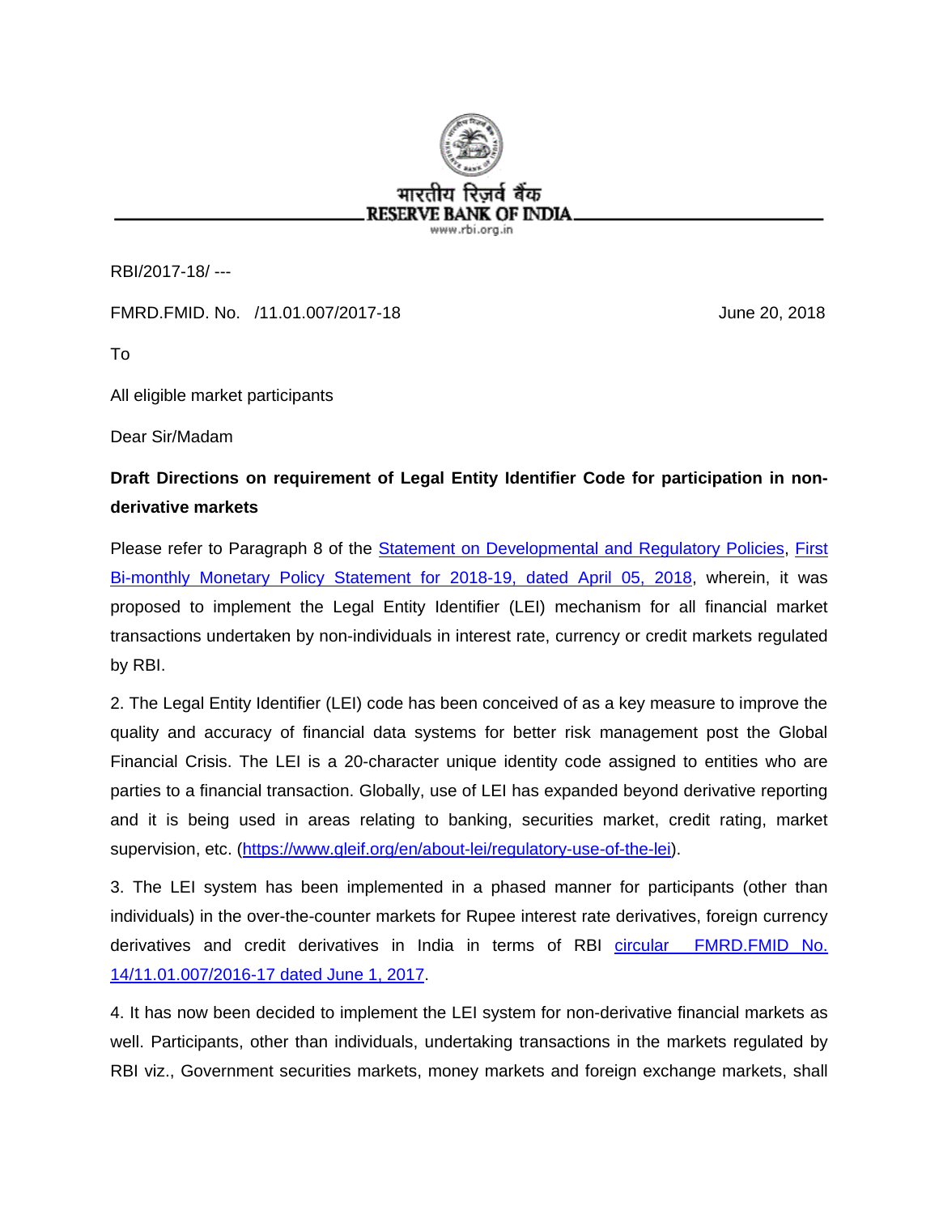भारतीय रिज़र्व बैंक
RESERVE BANK OF INDIA
www.rbi.org.in

RBI/2017-18/ ---

FMRD.FMID. No. /11.01.007/2017-18 June 20, 2018

To

All eligible market participants

Dear Sir/Madam

**Draft Directions on requirement of Legal Entity Identifier Code for participation in non-derivative markets**

Please refer to Paragraph 8 of the Statement on Developmental and Regulatory Policies, First Bi-monthly Monetary Policy Statement for 2018-19, dated April 05, 2018, wherein, it was proposed to implement the Legal Entity Identifier (LEI) mechanism for all financial market transactions undertaken by non-individuals in interest rate, currency or credit markets regulated by RBI.

2. The Legal Entity Identifier (LEI) code has been conceived of as a key measure to improve the quality and accuracy of financial data systems for better risk management post the Global Financial Crisis. The LEI is a 20-character unique identity code assigned to entities who are parties to a financial transaction. Globally, use of LEI has expanded beyond derivative reporting and it is being used in areas relating to banking, securities market, credit rating, market supervision, etc. (https://www.gleif.org/en/about-lei/regulatory-use-of-the-lei).

3. The LEI system has been implemented in a phased manner for participants (other than individuals) in the over-the-counter markets for Rupee interest rate derivatives, foreign currency derivatives and credit derivatives in India in terms of RBI circular FMRD.FMID No. 14/11.01.007/2016-17 dated June 1, 2017.

4. It has now been decided to implement the LEI system for non-derivative financial markets as well. Participants, other than individuals, undertaking transactions in the markets regulated by RBI viz., Government securities markets, money markets and foreign exchange markets, shall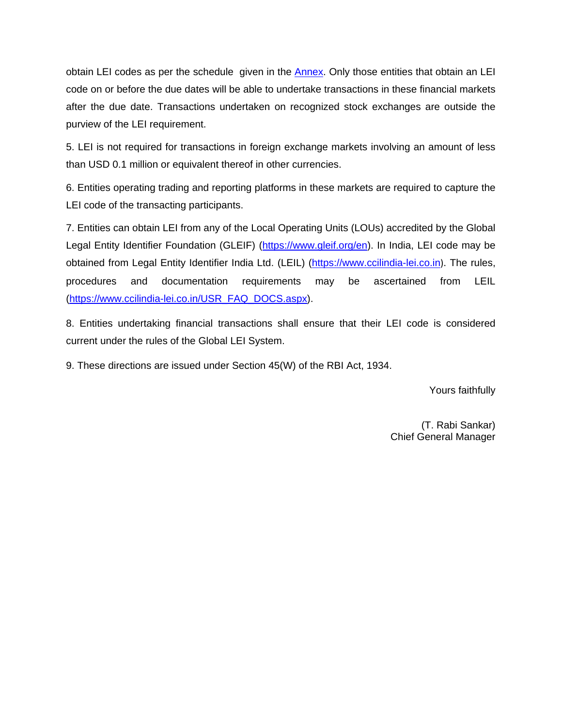obtain LEI codes as per the schedule given in the [Annex](#). Only those entities that obtain an LEI code on or before the due dates will be able to undertake transactions in these financial markets after the due date. Transactions undertaken on recognized stock exchanges are outside the purview of the LEI requirement.

5. LEI is not required for transactions in foreign exchange markets involving an amount of less than USD 0.1 million or equivalent thereof in other currencies.

6. Entities operating trading and reporting platforms in these markets are required to capture the LEI code of the transacting participants.

7. Entities can obtain LEI from any of the Local Operating Units (LOUs) accredited by the Global Legal Entity Identifier Foundation (GLEIF) (https://www.gleif.org/en). In India, LEI code may be obtained from Legal Entity Identifier India Ltd. (LEIL) (https://www.ccilindia-lei.co.in). The rules, procedures and documentation requirements may be ascertained from LEIL (https://www.ccilindia-lei.co.in/USR_FAQ_DOCS.aspx).

8. Entities undertaking financial transactions shall ensure that their LEI code is considered current under the rules of the Global LEI System.

9. These directions are issued under Section 45(W) of the RBI Act, 1934.

Yours faithfully

(T. Rabi Sankar)
Chief General Manager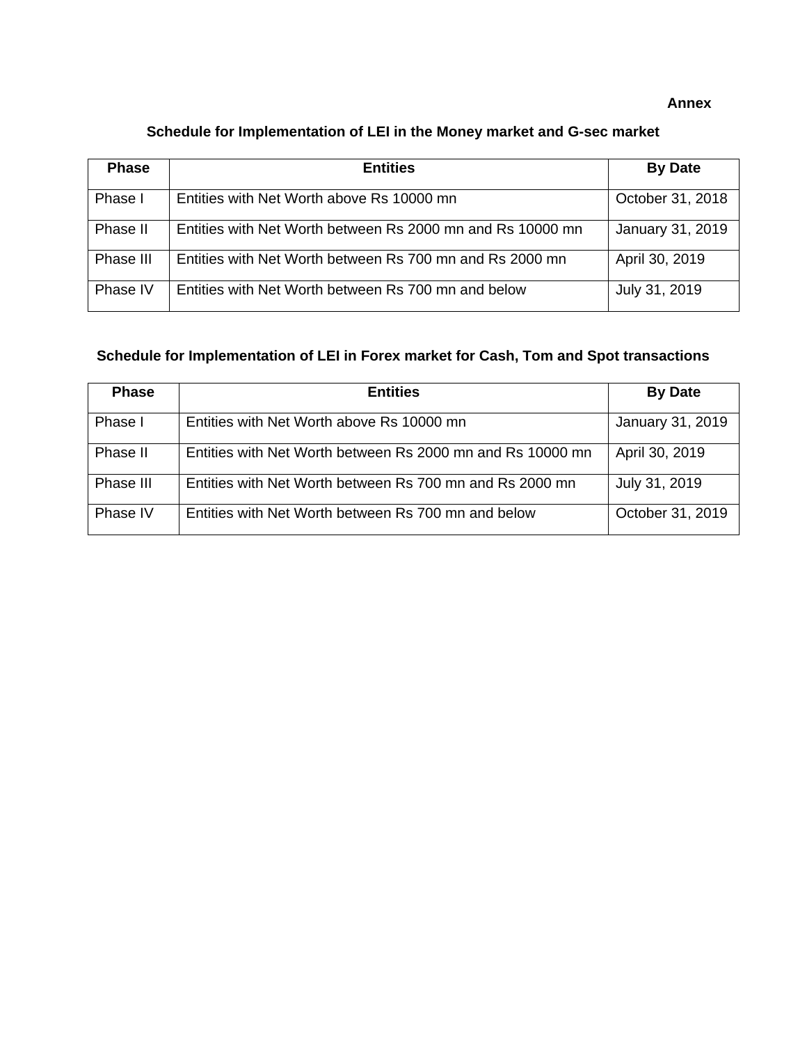**Annex**

**Schedule for Implementation of LEI in the Money market and G-sec market**

| Phase | Entities | By Date |
|---|---|---|
| Phase I | Entities with Net Worth above Rs 10000 mn | October 31, 2018 |
| Phase II | Entities with Net Worth between Rs 2000 mn and Rs 10000 mn | January 31, 2019 |
| Phase III | Entities with Net Worth between Rs 700 mn and Rs 2000 mn | April 30, 2019 |
| Phase IV | Entities with Net Worth between Rs 700 mn and below | July 31, 2019 |

**Schedule for Implementation of LEI in Forex market for Cash, Tom and Spot transactions**

| Phase | Entities | By Date |
|---|---|---|
| Phase I | Entities with Net Worth above Rs 10000 mn | January 31, 2019 |
| Phase II | Entities with Net Worth between Rs 2000 mn and Rs 10000 mn | April 30, 2019 |
| Phase III | Entities with Net Worth between Rs 700 mn and Rs 2000 mn | July 31, 2019 |
| Phase IV | Entities with Net Worth between Rs 700 mn and below | October 31, 2019 |